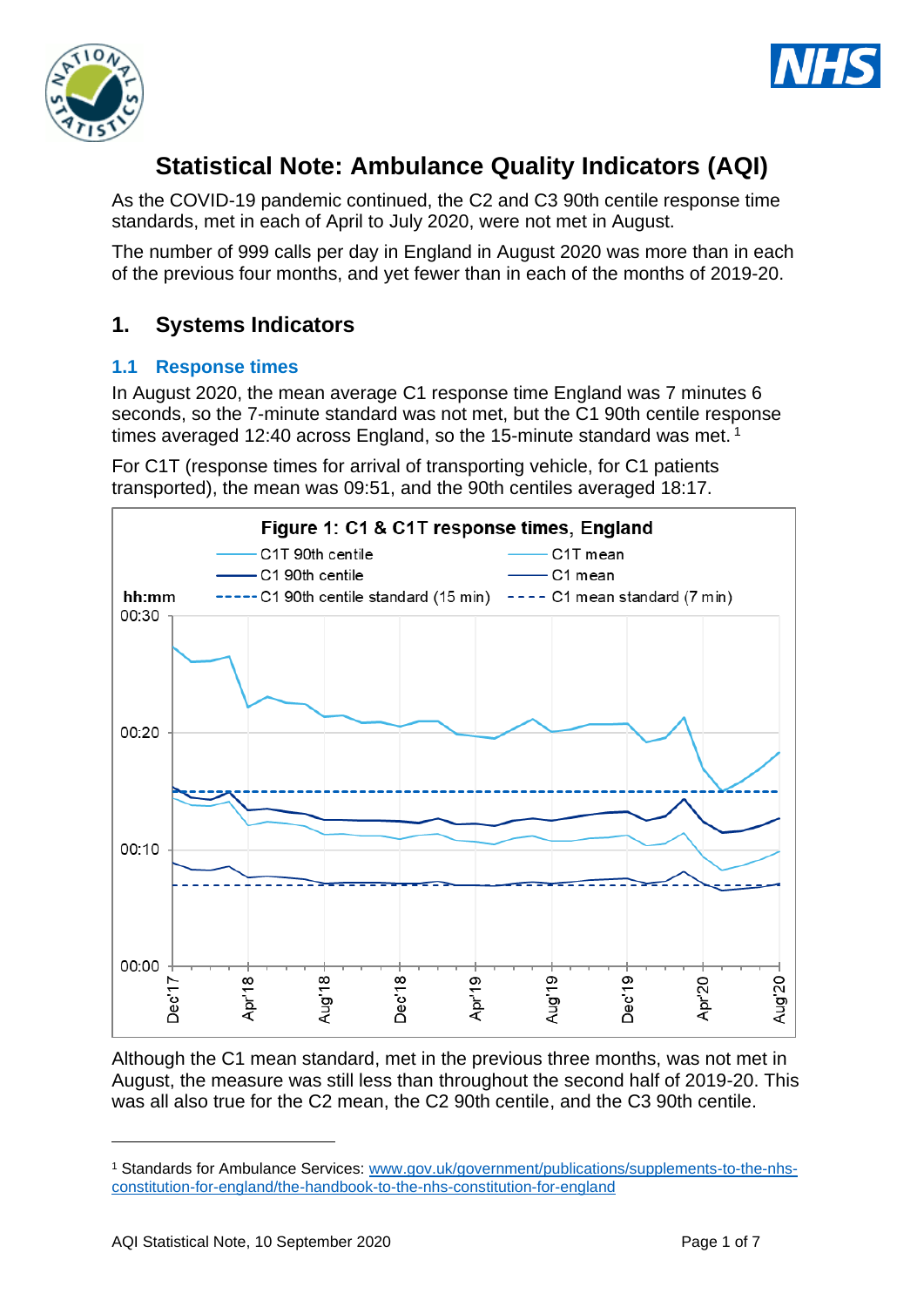# Statistical Note: Ambulance Quality Indicators (AQI)

As the COVID-19 pandemic continued, the C2 and C3 90th centile response time standards, met in each of April to July 2020, were not met in August.

The number of 999 calls per day in England in August 2020 was more than in each of the previous four months, and yet fewer than in each of the months of 2019-20.

## 1. Systems Indicators

### 1.1 Response times

In August 2020, the mean average C1 response time England was 7 minutes 6 seconds, so the 7-minute standard was not met, but the C1 90th centile response times averaged 12:40 across England, so the 15-minute standard was met.[1]

For C1T (response times for arrival of transporting vehicle, for C1 patients transported), the mean was 09:51, and the 90th centiles averaged 18:17.

Figure 1: C1 & C1T response times, England

Although the C1 mean standard, met in the previous three months, was not met in August, the measure was still less than throughout the second half of 2019-20. This was all also true for the C2 mean, the C2 90th centile, and the C3 90th centile.

---

[1] Standards for Ambulance Services: www.gov.uk/government/publications/supplements-to-the-nhs-constitution-for-england/the-handbook-to-the-nhs-constitution-for-england

AQI Statistical Note, 10 September 2020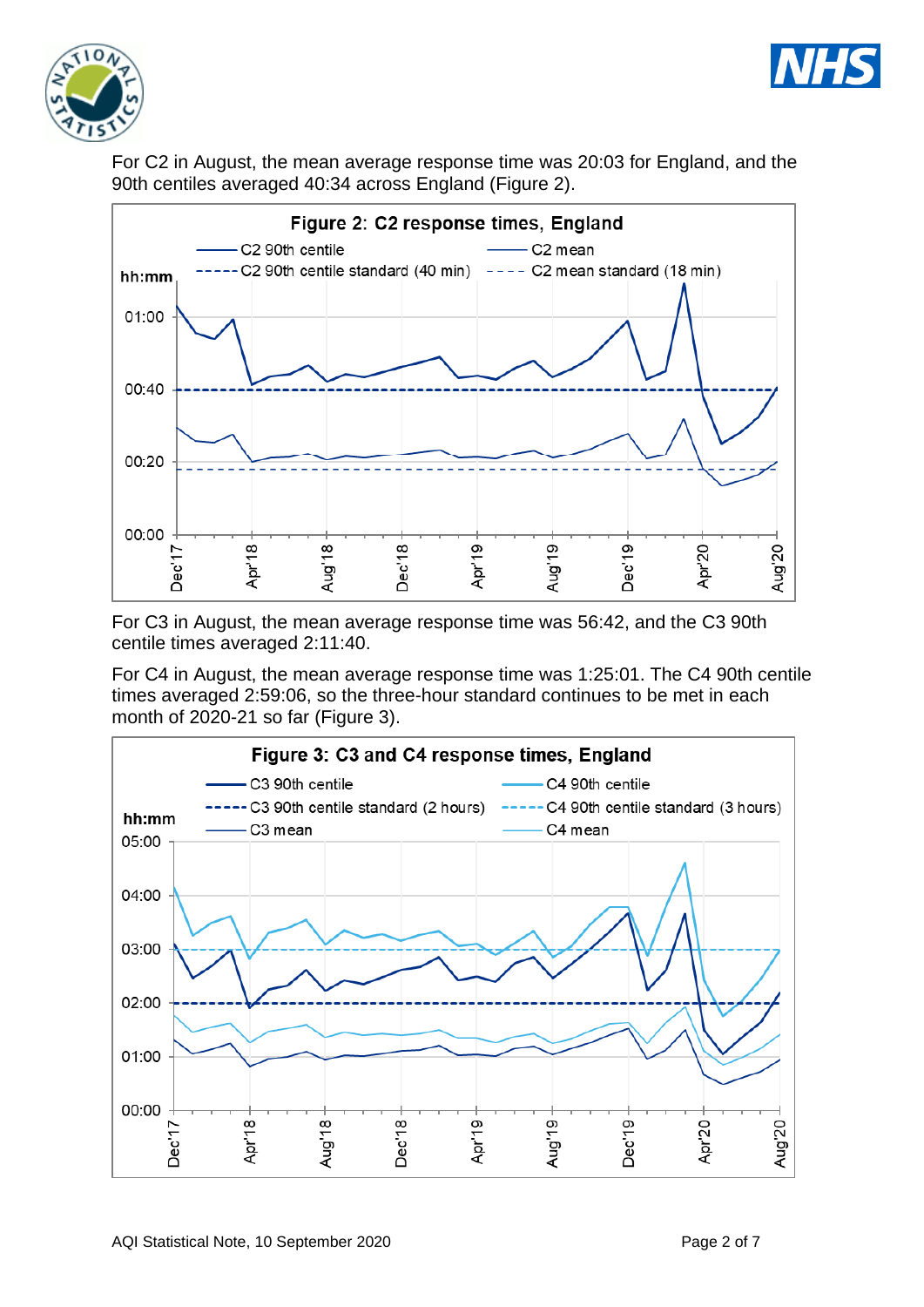For C2 in August, the mean average response time was 20:03 for England, and the 90th centiles averaged 40:34 across England (Figure 2).

**Figure 2: C2 response times, England**

For C3 in August, the mean average response time was 56:42, and the C3 90th centile times averaged 2:11:40.

For C4 in August, the mean average response time was 1:25:01. The C4 90th centile times averaged 2:59:06, so the three-hour standard continues to be met in each month of 2020-21 so far (Figure 3).

**Figure 3: C3 and C4 response times, England**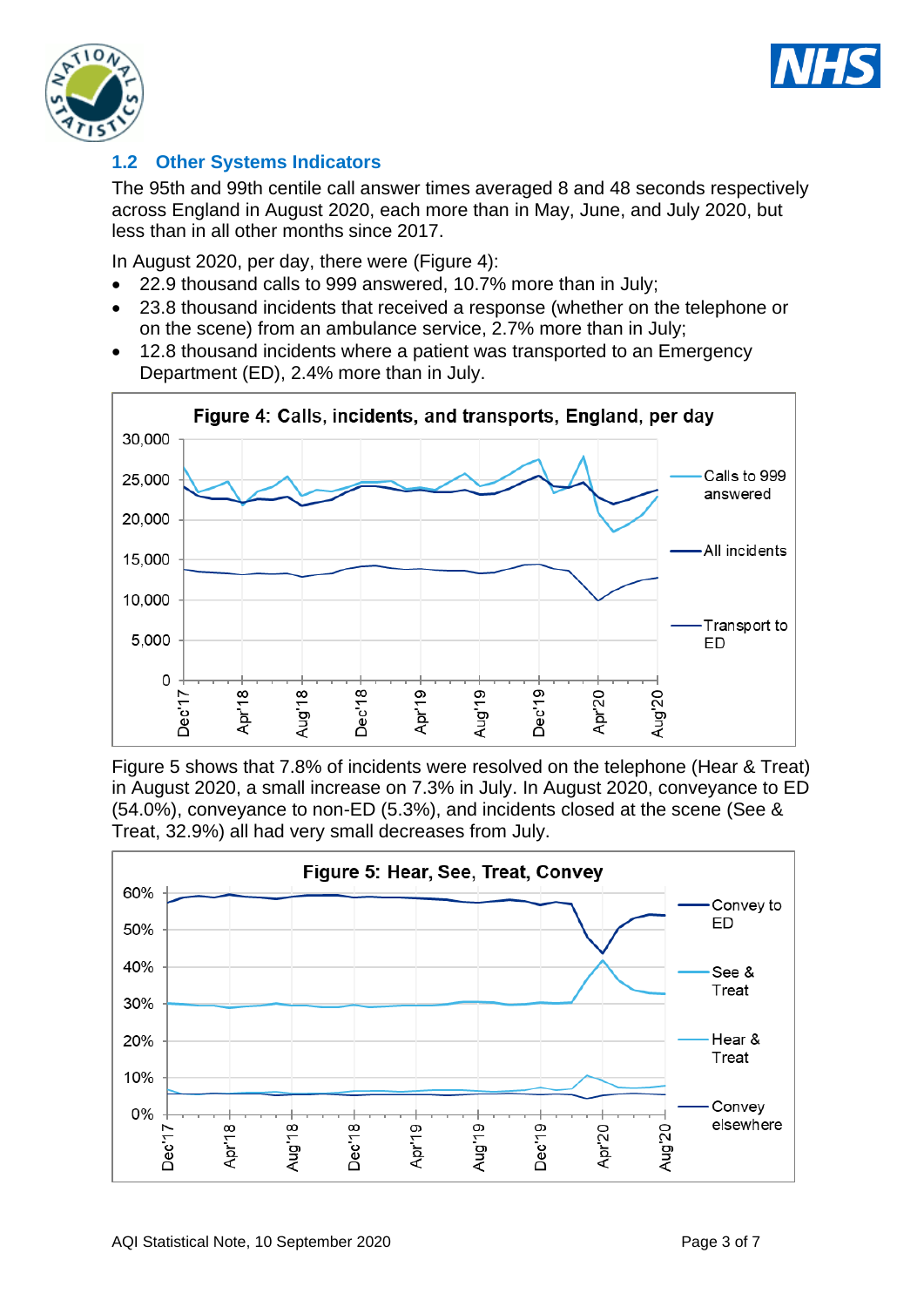## 1.2 Other Systems Indicators

The 95th and 99th centile call answer times averaged 8 and 48 seconds respectively across England in August 2020, each more than in May, June, and July 2020, but less than in all other months since 2017.

In August 2020, per day, there were (Figure 4):

- 22.9 thousand calls to 999 answered, 10.7% more than in July;
- 23.8 thousand incidents that received a response (whether on the telephone or on the scene) from an ambulance service, 2.7% more than in July;
- 12.8 thousand incidents where a patient was transported to an Emergency Department (ED), 2.4% more than in July.

**Figure 4: Calls, incidents, and transports, England, per day**

Figure 5 shows that 7.8% of incidents were resolved on the telephone (Hear & Treat) in August 2020, a small increase on 7.3% in July. In August 2020, conveyance to ED (54.0%), conveyance to non-ED (5.3%), and incidents closed at the scene (See & Treat, 32.9%) all had very small decreases from July.

**Figure 5: Hear, See, Treat, Convey**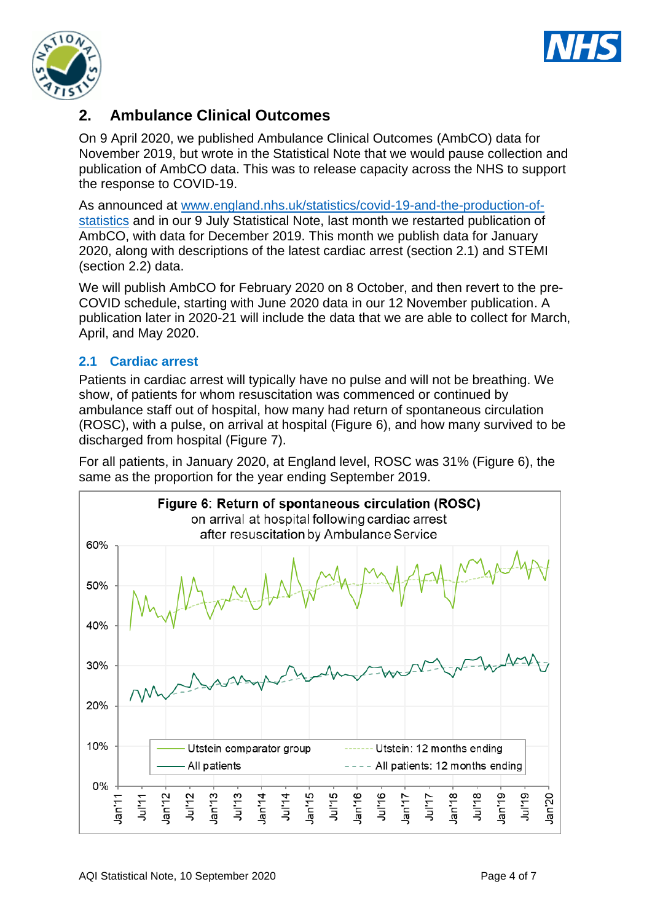## 2. Ambulance Clinical Outcomes

On 9 April 2020, we published Ambulance Clinical Outcomes (AmbCO) data for November 2019, but wrote in the Statistical Note that we would pause collection and publication of AmbCO data. This was to release capacity across the NHS to support the response to COVID-19.

As announced at [www.england.nhs.uk/statistics/covid-19-and-the-production-of-statistics](www.england.nhs.uk/statistics/covid-19-and-the-production-of-statistics) and in our 9 July Statistical Note, last month we restarted publication of AmbCO, with data for December 2019. This month we publish data for January 2020, along with descriptions of the latest cardiac arrest (section 2.1) and STEMI (section 2.2) data.

We will publish AmbCO for February 2020 on 8 October, and then revert to the pre-COVID schedule, starting with June 2020 data in our 12 November publication. A publication later in 2020-21 will include the data that we are able to collect for March, April, and May 2020.

### 2.1 Cardiac arrest

Patients in cardiac arrest will typically have no pulse and will not be breathing. We show, of patients for whom resuscitation was commenced or continued by ambulance staff out of hospital, how many had return of spontaneous circulation (ROSC), with a pulse, on arrival at hospital (Figure 6), and how many survived to be discharged from hospital (Figure 7).

For all patients, in January 2020, at England level, ROSC was 31% (Figure 6), the same as the proportion for the year ending September 2019.

**Figure 6: Return of spontaneous circulation (ROSC)** on arrival at hospital following cardiac arrest after resuscitation by Ambulance Service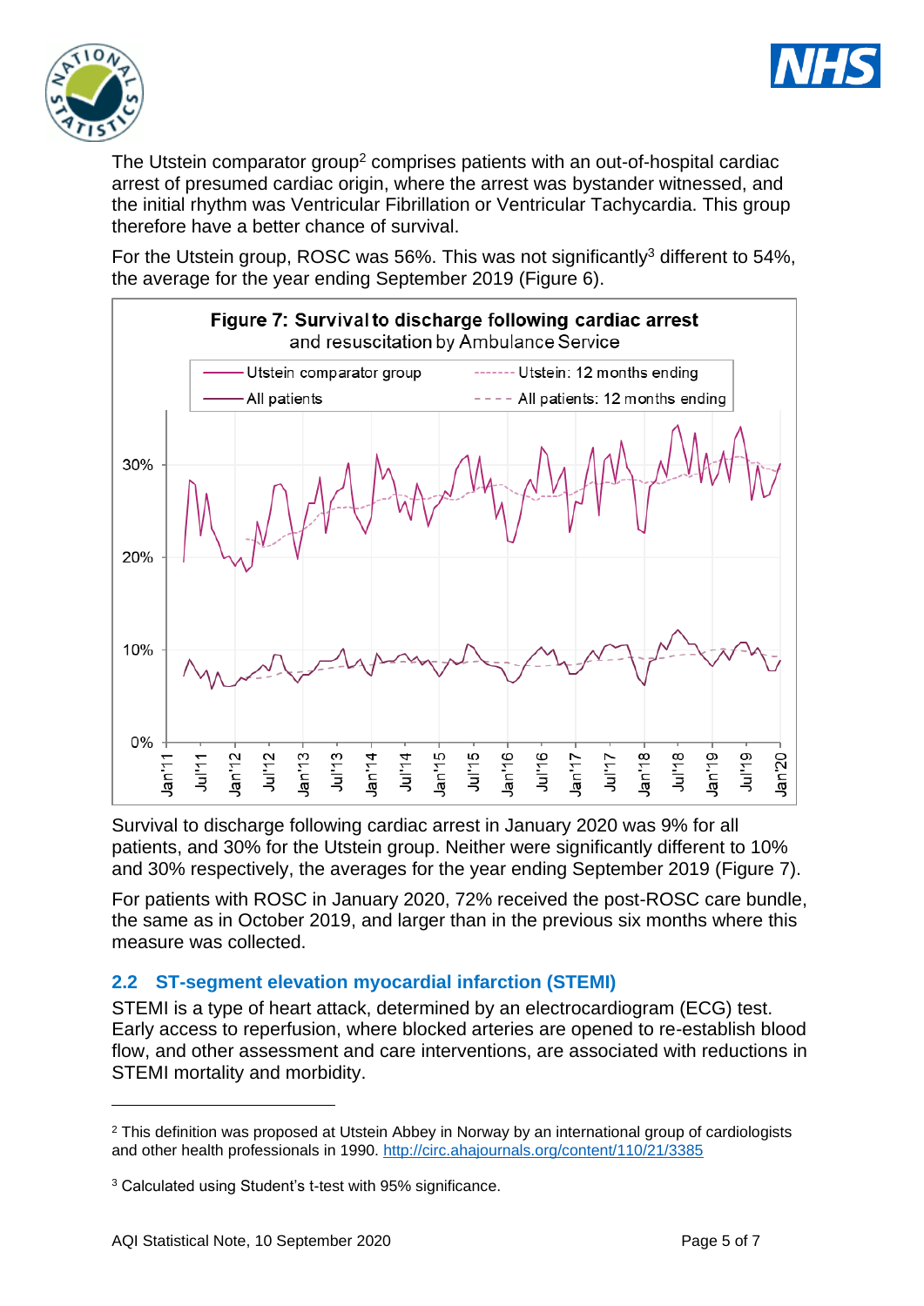The Utstein comparator group[2] comprises patients with an out-of-hospital cardiac arrest of presumed cardiac origin, where the arrest was bystander witnessed, and the initial rhythm was Ventricular Fibrillation or Ventricular Tachycardia. This group therefore have a better chance of survival.

For the Utstein group, ROSC was 56%. This was not significantly[3] different to 54%, the average for the year ending September 2019 (Figure 6).

**Figure 7: Survival to discharge following cardiac arrest and resuscitation by Ambulance Service**

Survival to discharge following cardiac arrest in January 2020 was 9% for all patients, and 30% for the Utstein group. Neither were significantly different to 10% and 30% respectively, the averages for the year ending September 2019 (Figure 7).

For patients with ROSC in January 2020, 72% received the post-ROSC care bundle, the same as in October 2019, and larger than in the previous six months where this measure was collected.

## 2.2 ST-segment elevation myocardial infarction (STEMI)

STEMI is a type of heart attack, determined by an electrocardiogram (ECG) test. Early access to reperfusion, where blocked arteries are opened to re-establish blood flow, and other assessment and care interventions, are associated with reductions in STEMI mortality and morbidity.

---

[2] This definition was proposed at Utstein Abbey in Norway by an international group of cardiologists and other health professionals in 1990. http://circ.ahajournals.org/content/110/21/3385

[3] Calculated using Student's t-test with 95% significance.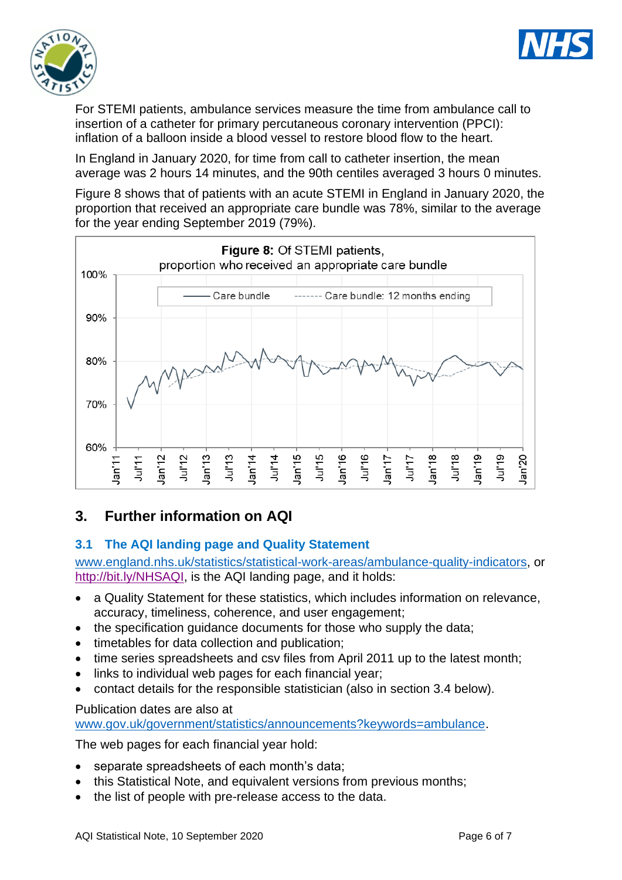For STEMI patients, ambulance services measure the time from ambulance call to insertion of a catheter for primary percutaneous coronary intervention (PPCI): inflation of a balloon inside a blood vessel to restore blood flow to the heart.

In England in January 2020, for time from call to catheter insertion, the mean average was 2 hours 14 minutes, and the 90th centiles averaged 3 hours 0 minutes.

Figure 8 shows that of patients with an acute STEMI in England in January 2020, the proportion that received an appropriate care bundle was 78%, similar to the average for the year ending September 2019 (79%).

**Figure 8:** Of STEMI patients, proportion who received an appropriate care bundle

## 3. Further information on AQI

### 3.1 The AQI landing page and Quality Statement

www.england.nhs.uk/statistics/statistical-work-areas/ambulance-quality-indicators, or http://bit.ly/NHSAQI, is the AQI landing page, and it holds:

- a Quality Statement for these statistics, which includes information on relevance, accuracy, timeliness, coherence, and user engagement;
- the specification guidance documents for those who supply the data;
- timetables for data collection and publication;
- time series spreadsheets and csv files from April 2011 up to the latest month;
- links to individual web pages for each financial year;
- contact details for the responsible statistician (also in section 3.4 below).

Publication dates are also at www.gov.uk/government/statistics/announcements?keywords=ambulance.

The web pages for each financial year hold:

- separate spreadsheets of each month's data;
- this Statistical Note, and equivalent versions from previous months;
- the list of people with pre-release access to the data.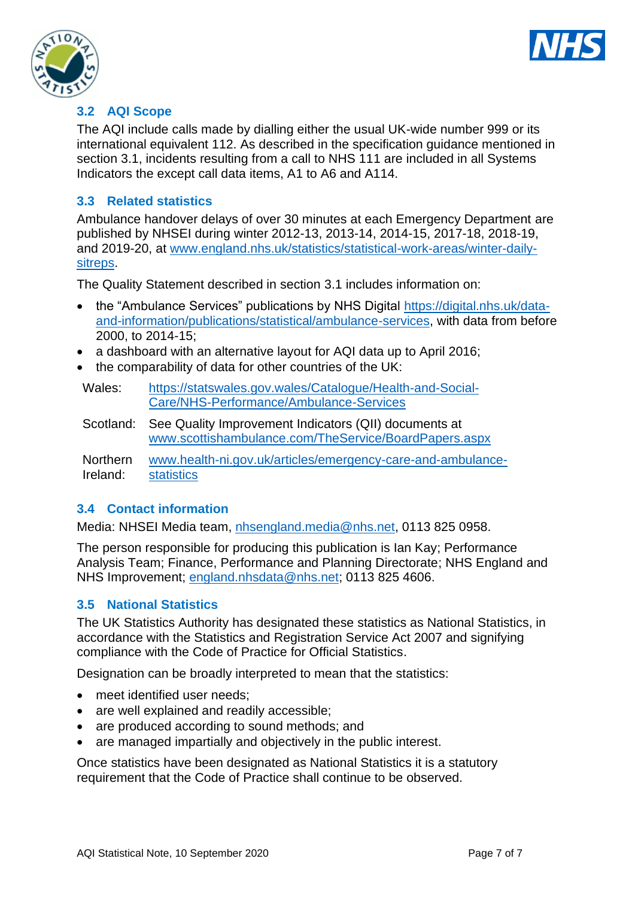## 3.2 AQI Scope

The AQI include calls made by dialling either the usual UK-wide number 999 or its international equivalent 112. As described in the specification guidance mentioned in section 3.1, incidents resulting from a call to NHS 111 are included in all Systems Indicators the except call data items, A1 to A6 and A114.

## 3.3 Related statistics

Ambulance handover delays of over 30 minutes at each Emergency Department are published by NHSEI during winter 2012-13, 2013-14, 2014-15, 2017-18, 2018-19, and 2019-20, at www.england.nhs.uk/statistics/statistical-work-areas/winter-daily-sitreps.

The Quality Statement described in section 3.1 includes information on:

- the "Ambulance Services" publications by NHS Digital https://digital.nhs.uk/data-and-information/publications/statistical/ambulance-services, with data from before 2000, to 2014-15;
- a dashboard with an alternative layout for AQI data up to April 2016;
- the comparability of data for other countries of the UK:

| | |
|---|---|
| Wales: | https://statswales.gov.wales/Catalogue/Health-and-Social-Care/NHS-Performance/Ambulance-Services |
| Scotland: | See Quality Improvement Indicators (QII) documents at www.scottishambulance.com/TheService/BoardPapers.aspx |
| Northern Ireland: | www.health-ni.gov.uk/articles/emergency-care-and-ambulance-statistics |

## 3.4 Contact information

Media: NHSEI Media team, nhsengland.media@nhs.net, 0113 825 0958.

The person responsible for producing this publication is Ian Kay; Performance Analysis Team; Finance, Performance and Planning Directorate; NHS England and NHS Improvement; england.nhsdata@nhs.net; 0113 825 4606.

## 3.5 National Statistics

The UK Statistics Authority has designated these statistics as National Statistics, in accordance with the Statistics and Registration Service Act 2007 and signifying compliance with the Code of Practice for Official Statistics.

Designation can be broadly interpreted to mean that the statistics:

- meet identified user needs;
- are well explained and readily accessible;
- are produced according to sound methods; and
- are managed impartially and objectively in the public interest.

Once statistics have been designated as National Statistics it is a statutory requirement that the Code of Practice shall continue to be observed.